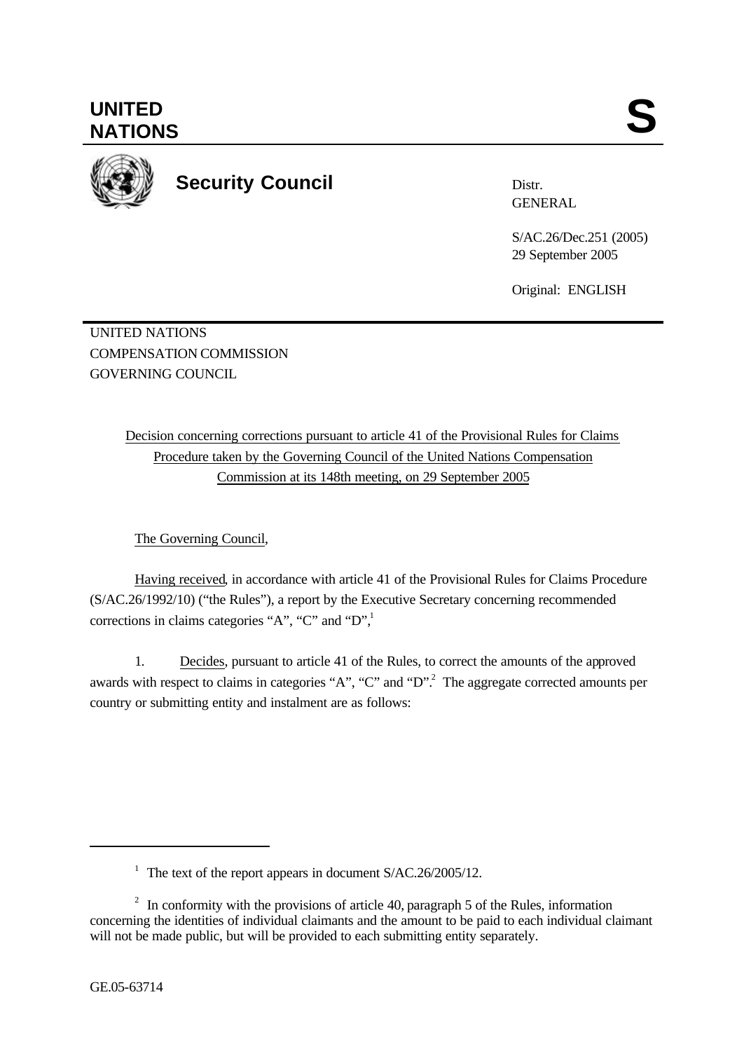UNITED NATIONS

S

**Security Council**

Distr.
GENERAL

S/AC.26/Dec.251 (2005)
29 September 2005

Original: ENGLISH

UNITED NATIONS
COMPENSATION COMMISSION
GOVERNING COUNCIL

Decision concerning corrections pursuant to article 41 of the Provisional Rules for Claims Procedure taken by the Governing Council of the United Nations Compensation Commission at its 148th meeting, on 29 September 2005

The Governing Council,

Having received, in accordance with article 41 of the Provisional Rules for Claims Procedure (S/AC.26/1992/10) ("the Rules"), a report by the Executive Secretary concerning recommended corrections in claims categories "A", "C" and "D",[1]

1. Decides, pursuant to article 41 of the Rules, to correct the amounts of the approved awards with respect to claims in categories "A", "C" and "D".[2] The aggregate corrected amounts per country or submitting entity and instalment are as follows:

---

[1] The text of the report appears in document S/AC.26/2005/12.

[2] In conformity with the provisions of article 40, paragraph 5 of the Rules, information concerning the identities of individual claimants and the amount to be paid to each individual claimant will not be made public, but will be provided to each submitting entity separately.

GE.05-63714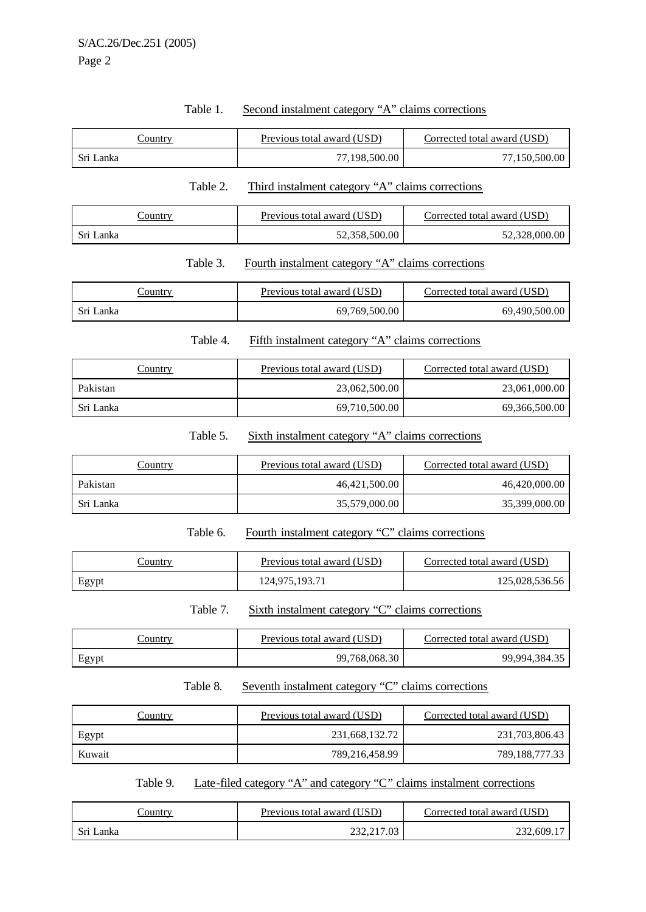Table 1. Second instalment category "A" claims corrections

| Country | Previous total award (USD) | Corrected total award (USD) |
|---|---|---|
| Sri Lanka | 77,198,500.00 | 77,150,500.00 |

Table 2. Third instalment category "A" claims corrections

| Country | Previous total award (USD) | Corrected total award (USD) |
|---|---|---|
| Sri Lanka | 52,358,500.00 | 52,328,000.00 |

Table 3. Fourth instalment category "A" claims corrections

| Country | Previous total award (USD) | Corrected total award (USD) |
|---|---|---|
| Sri Lanka | 69,769,500.00 | 69,490,500.00 |

Table 4. Fifth instalment category "A" claims corrections

| Country | Previous total award (USD) | Corrected total award (USD) |
|---|---|---|
| Pakistan | 23,062,500.00 | 23,061,000.00 |
| Sri Lanka | 69,710,500.00 | 69,366,500.00 |

Table 5. Sixth instalment category "A" claims corrections

| Country | Previous total award (USD) | Corrected total award (USD) |
|---|---|---|
| Pakistan | 46,421,500.00 | 46,420,000.00 |
| Sri Lanka | 35,579,000.00 | 35,399,000.00 |

Table 6. Fourth instalment category "C" claims corrections

| Country | Previous total award (USD) | Corrected total award (USD) |
|---|---|---|
| Egypt | 124,975,193.71 | 125,028,536.56 |

Table 7. Sixth instalment category "C" claims corrections

| Country | Previous total award (USD) | Corrected total award (USD) |
|---|---|---|
| Egypt | 99,768,068.30 | 99,994,384.35 |

Table 8. Seventh instalment category "C" claims corrections

| Country | Previous total award (USD) | Corrected total award (USD) |
|---|---|---|
| Egypt | 231,668,132.72 | 231,703,806.43 |
| Kuwait | 789,216,458.99 | 789,188,777.33 |

Table 9. Late-filed category "A" and category "C" claims instalment corrections

| Country | Previous total award (USD) | Corrected total award (USD) |
|---|---|---|
| Sri Lanka | 232,217.03 | 232,609.17 |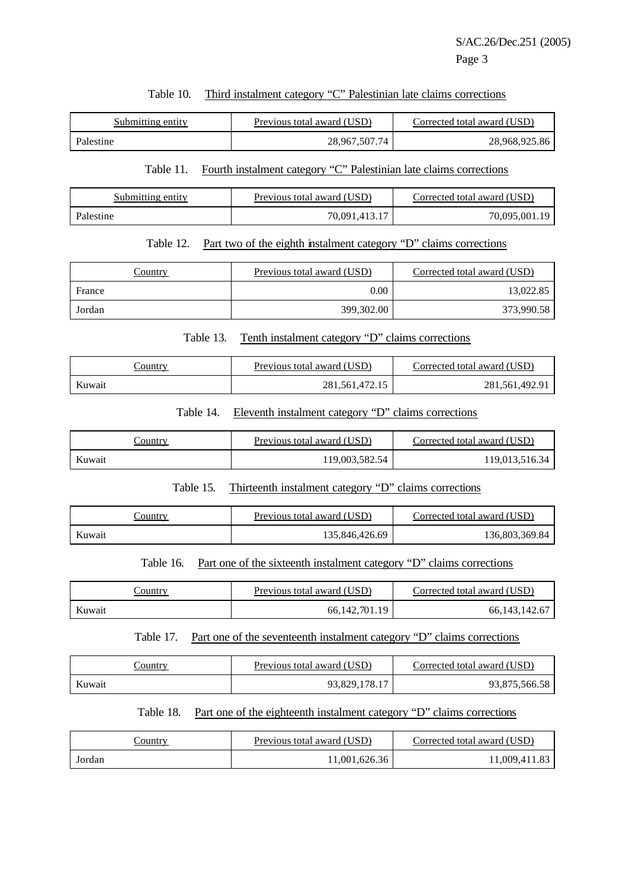Table 10. Third instalment category "C" Palestinian late claims corrections

| Submitting entity | Previous total award (USD) | Corrected total award (USD) |
| --- | --- | --- |
| Palestine | 28,967,507.74 | 28,968,925.86 |

Table 11. Fourth instalment category "C" Palestinian late claims corrections

| Submitting entity | Previous total award (USD) | Corrected total award (USD) |
| --- | --- | --- |
| Palestine | 70,091,413.17 | 70,095,001.19 |

Table 12. Part two of the eighth instalment category "D" claims corrections

| Country | Previous total award (USD) | Corrected total award (USD) |
| --- | --- | --- |
| France | 0.00 | 13,022.85 |
| Jordan | 399,302.00 | 373,990.58 |

Table 13. Tenth instalment category "D" claims corrections

| Country | Previous total award (USD) | Corrected total award (USD) |
| --- | --- | --- |
| Kuwait | 281,561,472.15 | 281,561,492.91 |

Table 14. Eleventh instalment category "D" claims corrections

| Country | Previous total award (USD) | Corrected total award (USD) |
| --- | --- | --- |
| Kuwait | 119,003,582.54 | 119,013,516.34 |

Table 15. Thirteenth instalment category "D" claims corrections

| Country | Previous total award (USD) | Corrected total award (USD) |
| --- | --- | --- |
| Kuwait | 135,846,426.69 | 136,803,369.84 |

Table 16. Part one of the sixteenth instalment category "D" claims corrections

| Country | Previous total award (USD) | Corrected total award (USD) |
| --- | --- | --- |
| Kuwait | 66,142,701.19 | 66,143,142.67 |

Table 17. Part one of the seventeenth instalment category "D" claims corrections

| Country | Previous total award (USD) | Corrected total award (USD) |
| --- | --- | --- |
| Kuwait | 93,829,178.17 | 93,875,566.58 |

Table 18. Part one of the eighteenth instalment category "D" claims corrections

| Country | Previous total award (USD) | Corrected total award (USD) |
| --- | --- | --- |
| Jordan | 11,001,626.36 | 11,009,411.83 |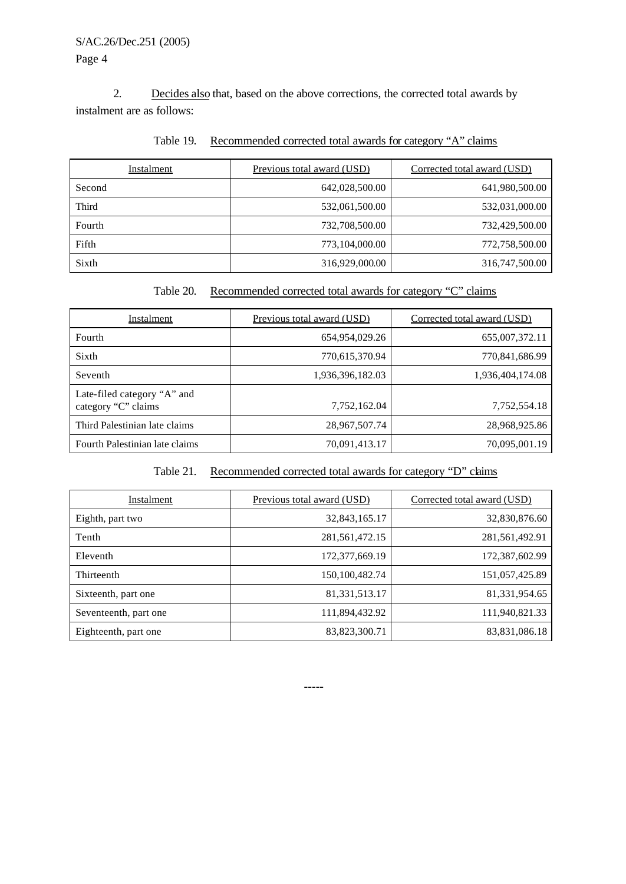2. Decides also that, based on the above corrections, the corrected total awards by instalment are as follows:

Table 19. Recommended corrected total awards for category “A” claims

| Instalment | Previous total award (USD) | Corrected total award (USD) |
|---|---:|---:|
| Second | 642,028,500.00 | 641,980,500.00 |
| Third | 532,061,500.00 | 532,031,000.00 |
| Fourth | 732,708,500.00 | 732,429,500.00 |
| Fifth | 773,104,000.00 | 772,758,500.00 |
| Sixth | 316,929,000.00 | 316,747,500.00 |

Table 20. Recommended corrected total awards for category “C” claims

| Instalment | Previous total award (USD) | Corrected total award (USD) |
|---|---:|---:|
| Fourth | 654,954,029.26 | 655,007,372.11 |
| Sixth | 770,615,370.94 | 770,841,686.99 |
| Seventh | 1,936,396,182.03 | 1,936,404,174.08 |
| Late-filed category “A” and category “C” claims | 7,752,162.04 | 7,752,554.18 |
| Third Palestinian late claims | 28,967,507.74 | 28,968,925.86 |
| Fourth Palestinian late claims | 70,091,413.17 | 70,095,001.19 |

Table 21. Recommended corrected total awards for category “D” claims

| Instalment | Previous total award (USD) | Corrected total award (USD) |
|---|---:|---:|
| Eighth, part two | 32,843,165.17 | 32,830,876.60 |
| Tenth | 281,561,472.15 | 281,561,492.91 |
| Eleventh | 172,377,669.19 | 172,387,602.99 |
| Thirteenth | 150,100,482.74 | 151,057,425.89 |
| Sixteenth, part one | 81,331,513.17 | 81,331,954.65 |
| Seventeenth, part one | 111,894,432.92 | 111,940,821.33 |
| Eighteenth, part one | 83,823,300.71 | 83,831,086.18 |

-----